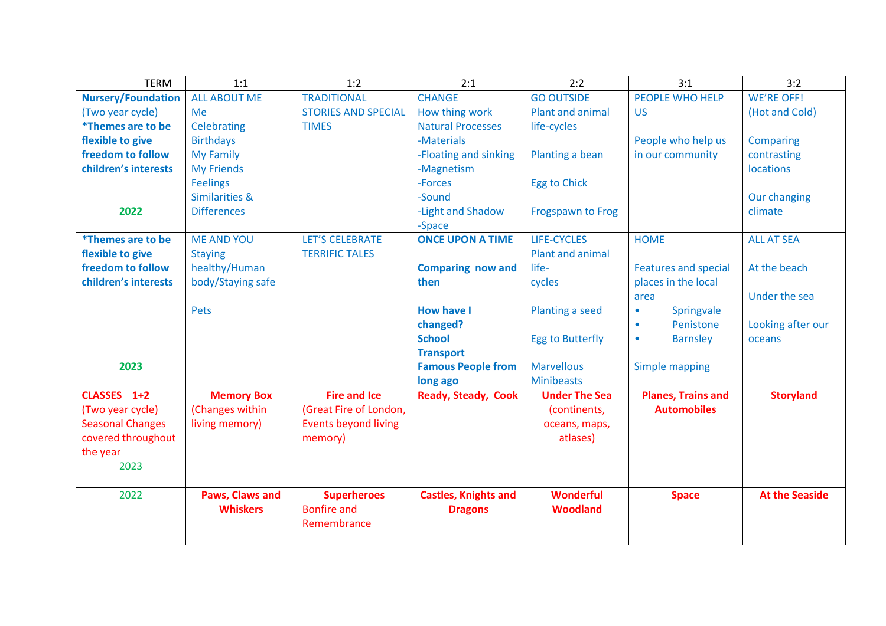| TERM | 1:1 | 1:2 | 2:1 | 2:2 | 3:1 | 3:2 |
|---|---|---|---|---|---|---|
| **Nursery/Foundation** (Two year cycle) **\*Themes are to be flexible to give freedom to follow children's interests** **2022** | ALL ABOUT ME Me Celebrating Birthdays My Family My Friends Feelings Similarities & Differences | TRADITIONAL STORIES AND SPECIAL TIMES | CHANGE How thing work Natural Processes -Materials -Floating and sinking -Magnetism -Forces -Sound -Light and Shadow -Space | GO OUTSIDE Plant and animal life-cycles Planting a bean Egg to Chick Frogspawn to Frog | PEOPLE WHO HELP US People who help us in our community | WE'RE OFF! (Hot and Cold) Comparing contrasting locations Our changing climate |
| **\*Themes are to be flexible to give freedom to follow children's interests** **2023** | ME AND YOU Staying healthy/Human body/Staying safe Pets | LET'S CELEBRATE TERRIFIC TALES | **ONCE UPON A TIME** **Comparing now and then** **How have I changed?** **School** **Transport** **Famous People from long ago** | LIFE-CYCLES Plant and animal life-cycles Planting a seed Egg to Butterfly Marvellous Minibeasts | HOME Features and special places in the local area • Springvale • Penistone • Barnsley Simple mapping | ALL AT SEA At the beach Under the sea Looking after our oceans |
| **CLASSES 1+2** (Two year cycle) Seasonal Changes covered throughout the year 2023 | **Memory Box** (Changes within living memory) | **Fire and Ice** (Great Fire of London, Events beyond living memory) | **Ready, Steady, Cook** | **Under The Sea** (continents, oceans, maps, atlases) | **Planes, Trains and Automobiles** | **Storyland** |
| 2022 | **Paws, Claws and Whiskers** | **Superheroes** Bonfire and Remembrance | **Castles, Knights and Dragons** | **Wonderful Woodland** | **Space** | **At the Seaside** |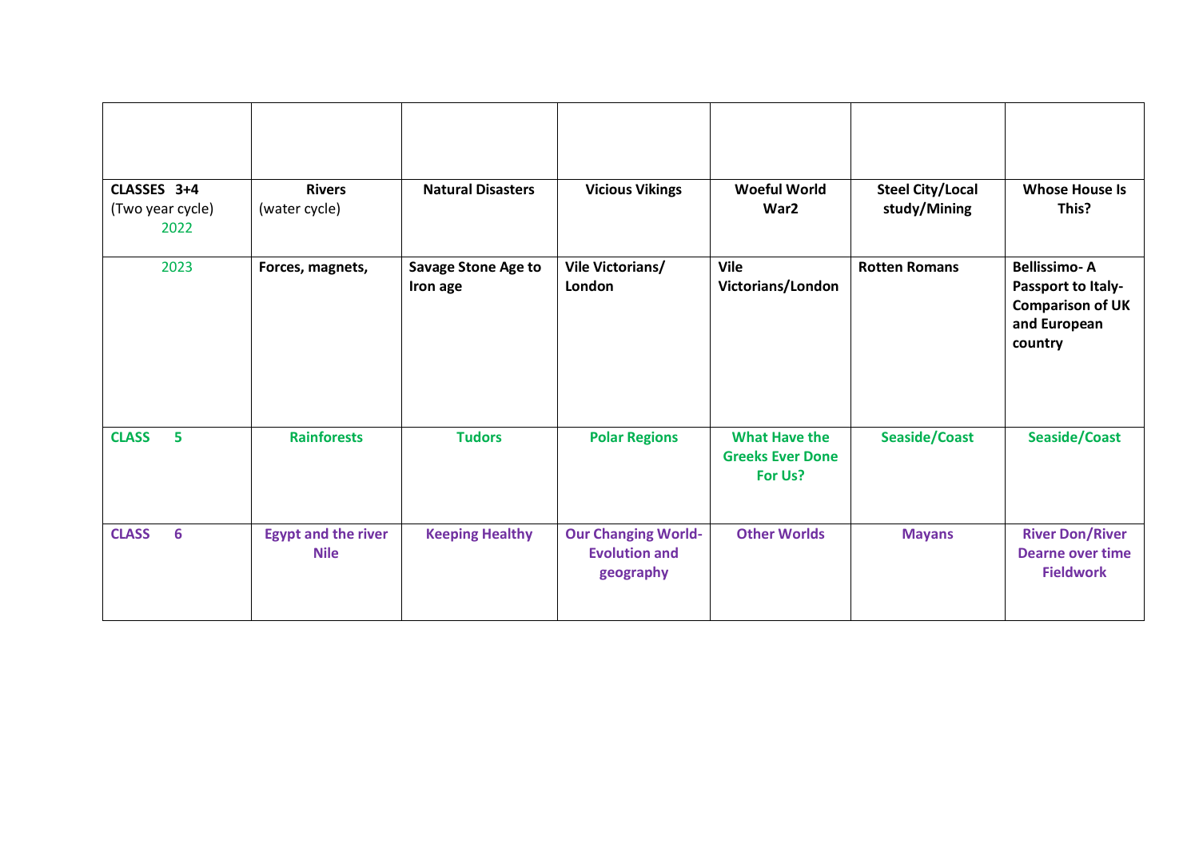| | | | | | | |
|---|---|---|---|---|---|---|
| **CLASSES 3+4** (Two year cycle) 2022 | **Rivers** (water cycle) | **Natural Disasters** | **Vicious Vikings** | **Woeful World War2** | **Steel City/Local study/Mining** | **Whose House Is This?** |
| 2023 | **Forces, magnets,** | **Savage Stone Age to Iron age** | **Vile Victorians/ London** | **Vile Victorians/London** | **Rotten Romans** | **Bellissimo- A Passport to Italy- Comparison of UK and European country** |
| **CLASS 5** | **Rainforests** | **Tudors** | **Polar Regions** | **What Have the Greeks Ever Done For Us?** | **Seaside/Coast** | **Seaside/Coast** |
| **CLASS 6** | **Egypt and the river Nile** | **Keeping Healthy** | **Our Changing World- Evolution and geography** | **Other Worlds** | **Mayans** | **River Don/River Dearne over time Fieldwork** |